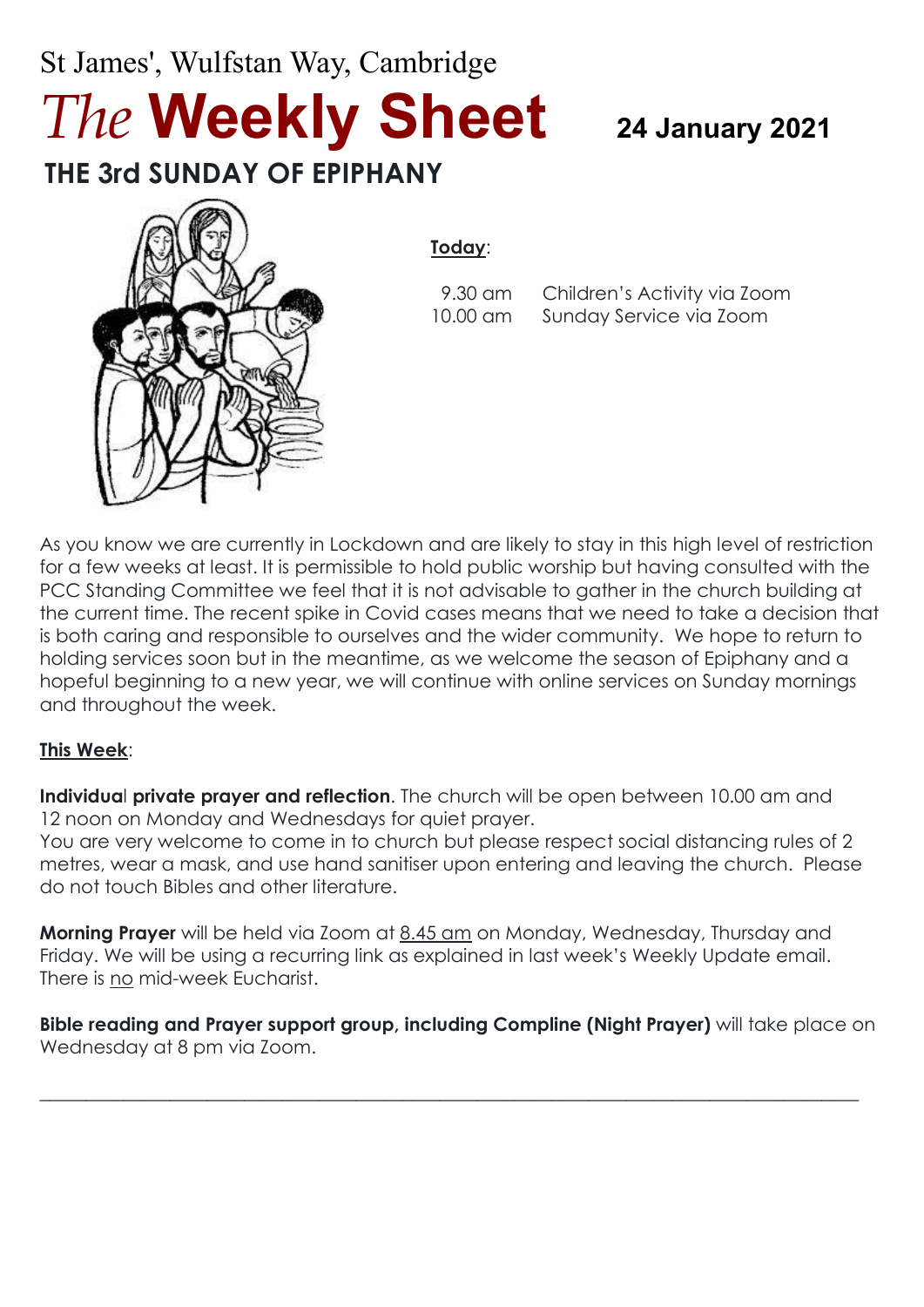St James', Wulfstan Way, Cambridge

# *The* **Weekly Sheet**

**24 January 2021**

## THE 3rd SUNDAY OF EPIPHANY

**Today**:

9.30 am Children's Activity via Zoom
10.00 am Sunday Service via Zoom

As you know we are currently in Lockdown and are likely to stay in this high level of restriction for a few weeks at least. It is permissible to hold public worship but having consulted with the PCC Standing Committee we feel that it is not advisable to gather in the church building at the current time. The recent spike in Covid cases means that we need to take a decision that is both caring and responsible to ourselves and the wider community. We hope to return to holding services soon but in the meantime, as we welcome the season of Epiphany and a hopeful beginning to a new year, we will continue with online services on Sunday mornings and throughout the week.

**This Week**:

**Individual private prayer and reflection**. The church will be open between 10.00 am and 12 noon on Monday and Wednesdays for quiet prayer.
You are very welcome to come in to church but please respect social distancing rules of 2 metres, wear a mask, and use hand sanitiser upon entering and leaving the church. Please do not touch Bibles and other literature.

**Morning Prayer** will be held via Zoom at 8.45 am on Monday, Wednesday, Thursday and Friday. We will be using a recurring link as explained in last week's Weekly Update email. There is no mid-week Eucharist.

**Bible reading and Prayer support group, including Compline (Night Prayer)** will take place on Wednesday at 8 pm via Zoom.

---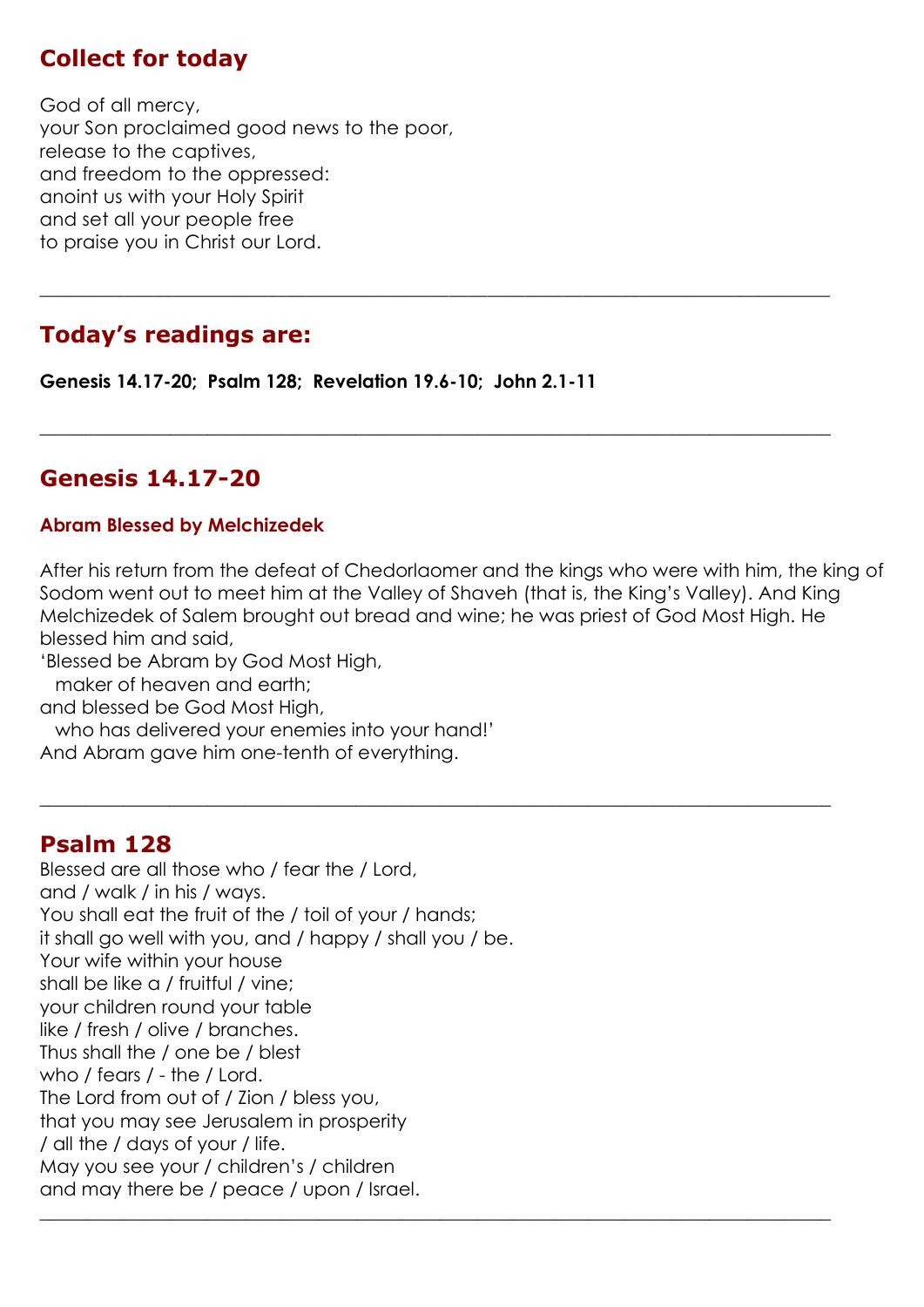## Collect for today

God of all mercy,
your Son proclaimed good news to the poor,
release to the captives,
and freedom to the oppressed:
anoint us with your Holy Spirit
and set all your people free
to praise you in Christ our Lord.

---

## Today's readings are:

**Genesis 14.17-20; Psalm 128; Revelation 19.6-10; John 2.1-11**

---

## Genesis 14.17-20

### Abram Blessed by Melchizedek

After his return from the defeat of Chedorlaomer and the kings who were with him, the king of Sodom went out to meet him at the Valley of Shaveh (that is, the King's Valley). And King Melchizedek of Salem brought out bread and wine; he was priest of God Most High. He blessed him and said,
'Blessed be Abram by God Most High,
  maker of heaven and earth;
and blessed be God Most High,
  who has delivered your enemies into your hand!'
And Abram gave him one-tenth of everything.

---

## Psalm 128

Blessed are all those who / fear the / Lord,
and / walk / in his / ways.
You shall eat the fruit of the / toil of your / hands;
it shall go well with you, and / happy / shall you / be.
Your wife within your house
shall be like a / fruitful / vine;
your children round your table
like / fresh / olive / branches.
Thus shall the / one be / blest
who / fears / - the / Lord.
The Lord from out of / Zion / bless you,
that you may see Jerusalem in prosperity
/ all the / days of your / life.
May you see your / children's / children
and may there be / peace / upon / Israel.

---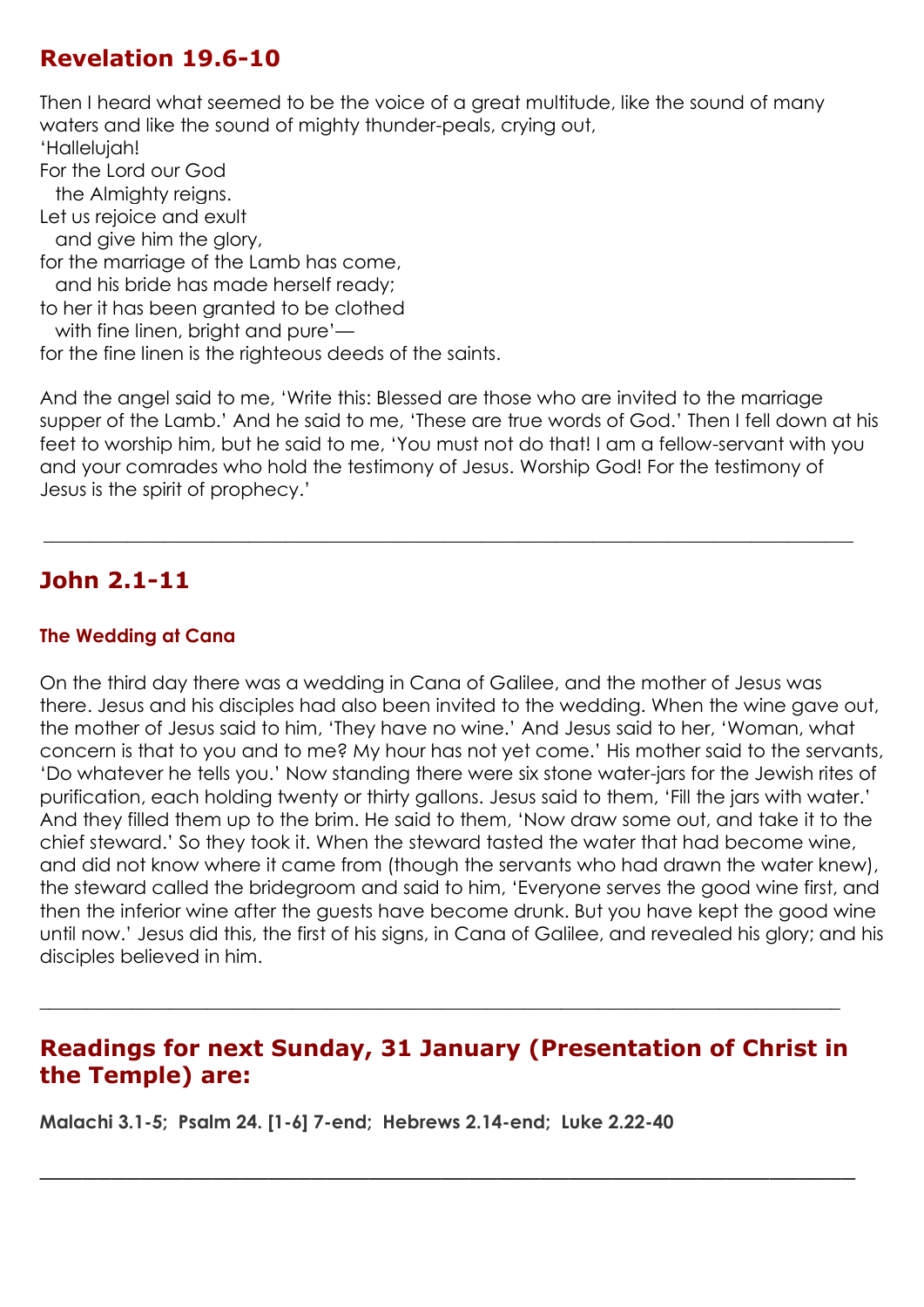## Revelation 19.6-10

Then I heard what seemed to be the voice of a great multitude, like the sound of many waters and like the sound of mighty thunder-peals, crying out,
'Hallelujah!
For the Lord our God
  the Almighty reigns.
Let us rejoice and exult
  and give him the glory,
for the marriage of the Lamb has come,
  and his bride has made herself ready;
to her it has been granted to be clothed
  with fine linen, bright and pure'—
for the fine linen is the righteous deeds of the saints.

And the angel said to me, 'Write this: Blessed are those who are invited to the marriage supper of the Lamb.' And he said to me, 'These are true words of God.' Then I fell down at his feet to worship him, but he said to me, 'You must not do that! I am a fellow-servant with you and your comrades who hold the testimony of Jesus. Worship God! For the testimony of Jesus is the spirit of prophecy.'

---

## John 2.1-11

### The Wedding at Cana

On the third day there was a wedding in Cana of Galilee, and the mother of Jesus was there. Jesus and his disciples had also been invited to the wedding. When the wine gave out, the mother of Jesus said to him, 'They have no wine.' And Jesus said to her, 'Woman, what concern is that to you and to me? My hour has not yet come.' His mother said to the servants, 'Do whatever he tells you.' Now standing there were six stone water-jars for the Jewish rites of purification, each holding twenty or thirty gallons. Jesus said to them, 'Fill the jars with water.' And they filled them up to the brim. He said to them, 'Now draw some out, and take it to the chief steward.' So they took it. When the steward tasted the water that had become wine, and did not know where it came from (though the servants who had drawn the water knew), the steward called the bridegroom and said to him, 'Everyone serves the good wine first, and then the inferior wine after the guests have become drunk. But you have kept the good wine until now.' Jesus did this, the first of his signs, in Cana of Galilee, and revealed his glory; and his disciples believed in him.

---

## Readings for next Sunday, 31 January (Presentation of Christ in the Temple) are:

**Malachi 3.1-5; Psalm 24. [1-6] 7-end; Hebrews 2.14-end; Luke 2.22-40**

---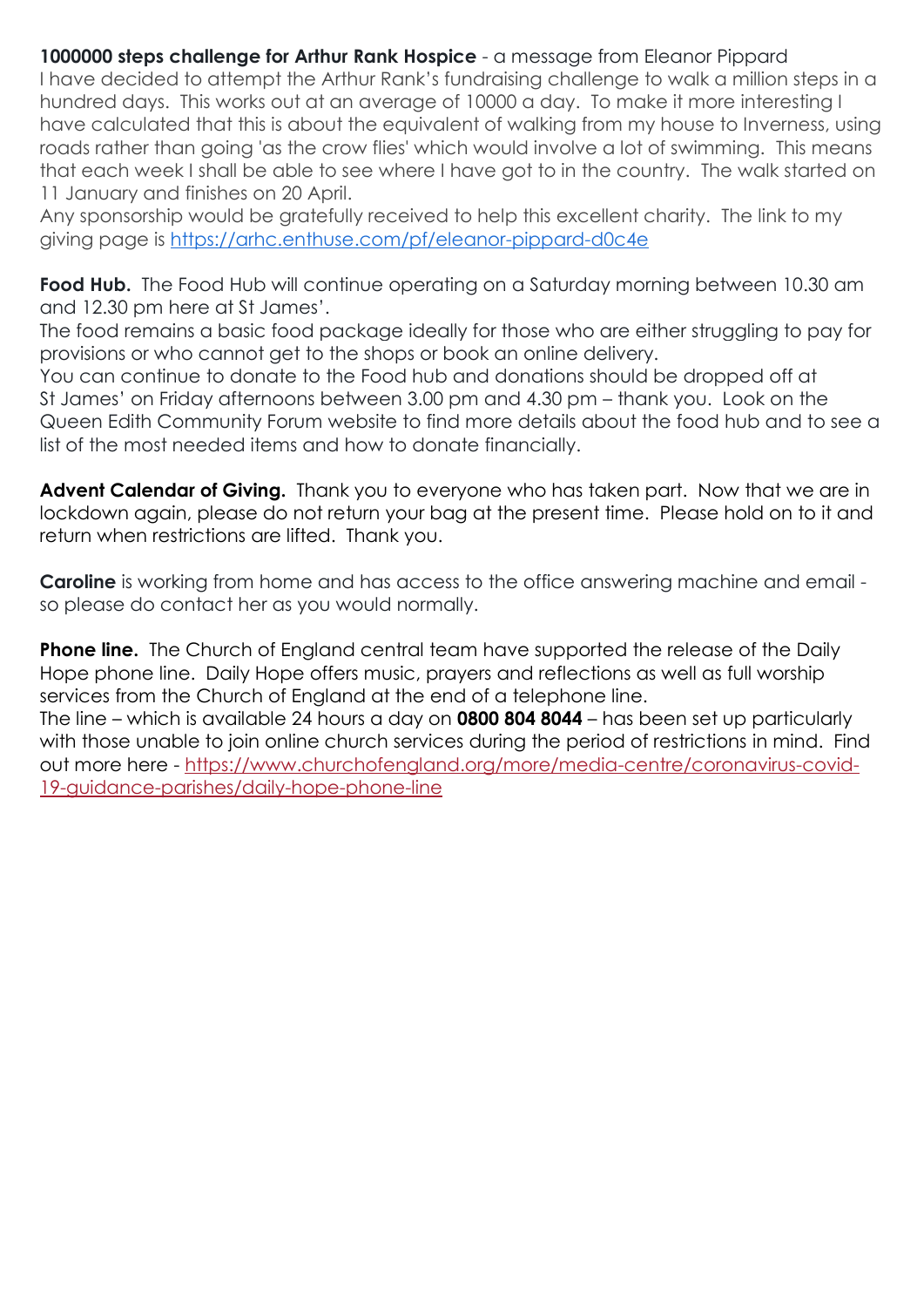**1000000 steps challenge for Arthur Rank Hospice** - a message from Eleanor Pippard
I have decided to attempt the Arthur Rank's fundraising challenge to walk a million steps in a hundred days. This works out at an average of 10000 a day. To make it more interesting I have calculated that this is about the equivalent of walking from my house to Inverness, using roads rather than going 'as the crow flies' which would involve a lot of swimming. This means that each week I shall be able to see where I have got to in the country. The walk started on 11 January and finishes on 20 April.
Any sponsorship would be gratefully received to help this excellent charity. The link to my giving page is https://arhc.enthuse.com/pf/eleanor-pippard-d0c4e

**Food Hub.** The Food Hub will continue operating on a Saturday morning between 10.30 am and 12.30 pm here at St James'.
The food remains a basic food package ideally for those who are either struggling to pay for provisions or who cannot get to the shops or book an online delivery.
You can continue to donate to the Food hub and donations should be dropped off at St James' on Friday afternoons between 3.00 pm and 4.30 pm – thank you. Look on the Queen Edith Community Forum website to find more details about the food hub and to see a list of the most needed items and how to donate financially.

**Advent Calendar of Giving.** Thank you to everyone who has taken part. Now that we are in lockdown again, please do not return your bag at the present time. Please hold on to it and return when restrictions are lifted. Thank you.

**Caroline** is working from home and has access to the office answering machine and email - so please do contact her as you would normally.

**Phone line.** The Church of England central team have supported the release of the Daily Hope phone line. Daily Hope offers music, prayers and reflections as well as full worship services from the Church of England at the end of a telephone line.
The line – which is available 24 hours a day on **0800 804 8044** – has been set up particularly with those unable to join online church services during the period of restrictions in mind. Find out more here - https://www.churchofengland.org/more/media-centre/coronavirus-covid-19-guidance-parishes/daily-hope-phone-line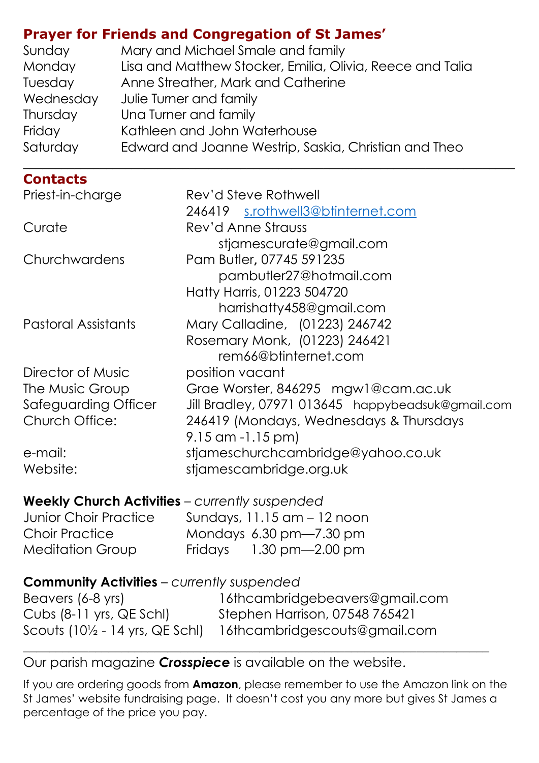## Prayer for Friends and Congregation of St James'

| | |
|---|---|
| Sunday | Mary and Michael Smale and family |
| Monday | Lisa and Matthew Stocker, Emilia, Olivia, Reece and Talia |
| Tuesday | Anne Streather, Mark and Catherine |
| Wednesday | Julie Turner and family |
| Thursday | Una Turner and family |
| Friday | Kathleen and John Waterhouse |
| Saturday | Edward and Joanne Westrip, Saskia, Christian and Theo |

---

## Contacts

| | |
|---|---|
| Priest-in-charge | Rev'd Steve Rothwell<br>246419 s.rothwell3@btinternet.com |
| Curate | Rev'd Anne Strauss<br>stjamescurate@gmail.com |
| Churchwardens | Pam Butler, 07745 591235<br>pambutler27@hotmail.com<br>Hatty Harris, 01223 504720<br>harrishatty458@gmail.com |
| Pastoral Assistants | Mary Calladine, (01223) 246742<br>Rosemary Monk, (01223) 246421<br>rem66@btinternet.com |
| Director of Music | position vacant |
| The Music Group | Grae Worster, 846295 mgw1@cam.ac.uk |
| Safeguarding Officer | Jill Bradley, 07971 013645 happybeadsuk@gmail.com |
| Church Office: | 246419 (Mondays, Wednesdays & Thursdays 9.15 am -1.15 pm) |
| e-mail: | stjameschurchcambridge@yahoo.co.uk |
| Website: | stjamescambridge.org.uk |

**Weekly Church Activities** – *currently suspended*

| | |
|---|---|
| Junior Choir Practice | Sundays, 11.15 am – 12 noon |
| Choir Practice | Mondays 6.30 pm—7.30 pm |
| Meditation Group | Fridays 1.30 pm—2.00 pm |

**Community Activities** – *currently suspended*

| | |
|---|---|
| Beavers (6-8 yrs) | 16thcambridgebeavers@gmail.com |
| Cubs (8-11 yrs, QE Schl) | Stephen Harrison, 07548 765421 |
| Scouts (10½ - 14 yrs, QE Schl) | 16thcambridgescouts@gmail.com |

---

Our parish magazine ***Crosspiece*** is available on the website.

If you are ordering goods from **Amazon**, please remember to use the Amazon link on the St James' website fundraising page. It doesn't cost you any more but gives St James a percentage of the price you pay.